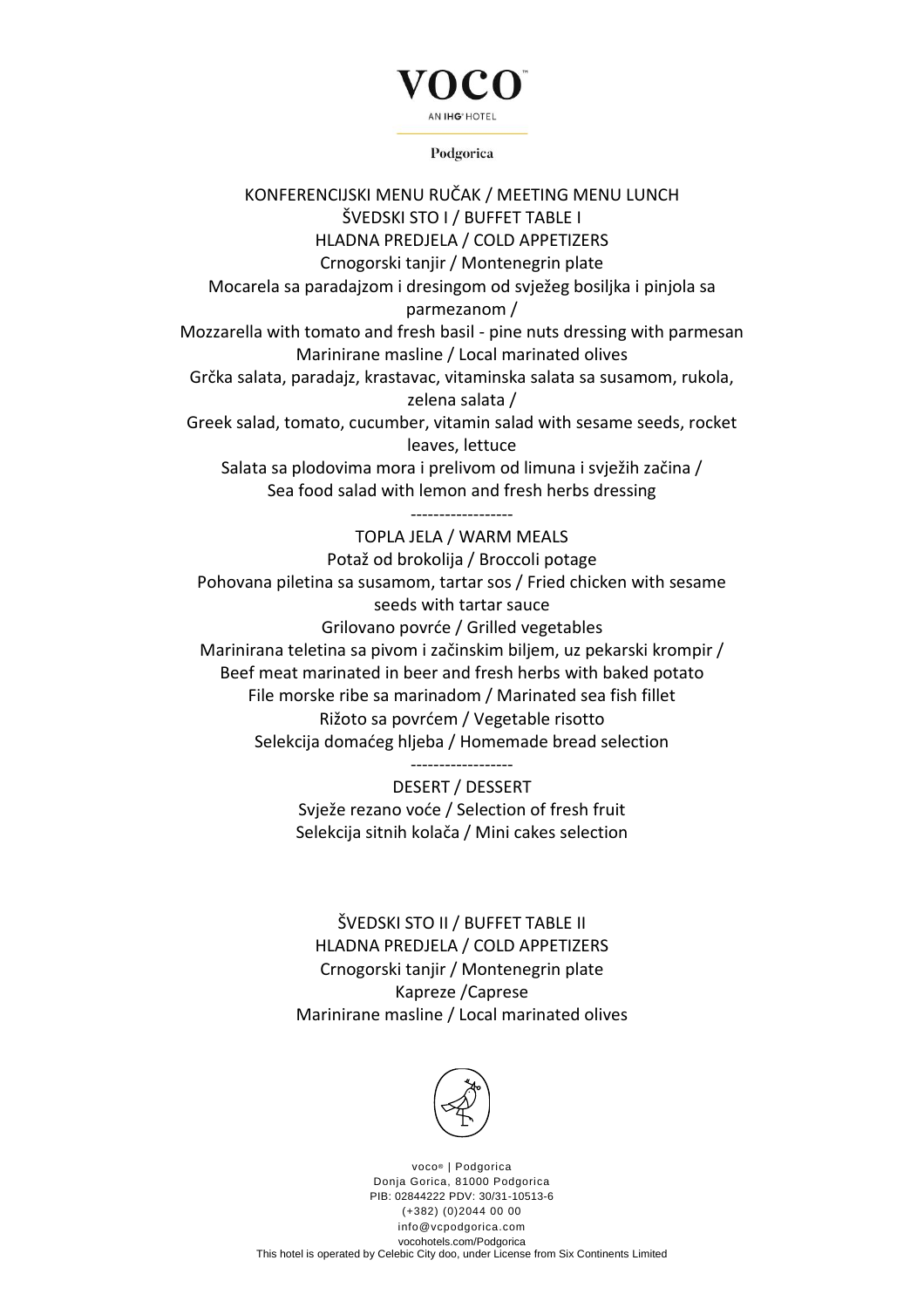# VOCO

AN IHG HOTEL

Podgorica

## KONFERENCIJSKI MENU RUČAK / MEETING MENU LUNCH

## ŠVEDSKI STO I / BUFFET TABLE I

### HLADNA PREDJELA / COLD APPETIZERS

Crnogorski tanjir / Montenegrin plate

Mocarela sa paradajzom i dresingom od svježeg bosiljka i pinjola sa parmezanom /
Mozzarella with tomato and fresh basil - pine nuts dressing with parmesan

Marinirane masline / Local marinated olives

Grčka salata, paradajz, krastavac, vitaminska salata sa susamom, rukola, zelena salata /
Greek salad, tomato, cucumber, vitamin salad with sesame seeds, rocket leaves, lettuce

Salata sa plodovima mora i prelivom od limuna i svježih začina /
Sea food salad with lemon and fresh herbs dressing

------------------

### TOPLA JELA / WARM MEALS

Potaž od brokolija / Broccoli potage

Pohovana piletina sa susamom, tartar sos / Fried chicken with sesame seeds with tartar sauce

Grilovano povrće / Grilled vegetables

Marinirana teletina sa pivom i začinskim biljem, uz pekarski krompir /
Beef meat marinated in beer and fresh herbs with baked potato

File morske ribe sa marinadom / Marinated sea fish fillet

Rižoto sa povrćem / Vegetable risotto

Selekcija domaćeg hljeba / Homemade bread selection

------------------

### DESERT / DESSERT

Svježe rezano voće / Selection of fresh fruit

Selekcija sitnih kolača / Mini cakes selection

## ŠVEDSKI STO II / BUFFET TABLE II

### HLADNA PREDJELA / COLD APPETIZERS

Crnogorski tanjir / Montenegrin plate

Kapreze /Caprese

Marinirane masline / Local marinated olives

voco® | Podgorica
Donja Gorica, 81000 Podgorica
PIB: 02844222 PDV: 30/31-10513-6
(+382) (0)2044 00 00
info@vcpodgorica.com
vocohotels.com/Podgorica
This hotel is operated by Celebic City doo, under License from Six Continents Limited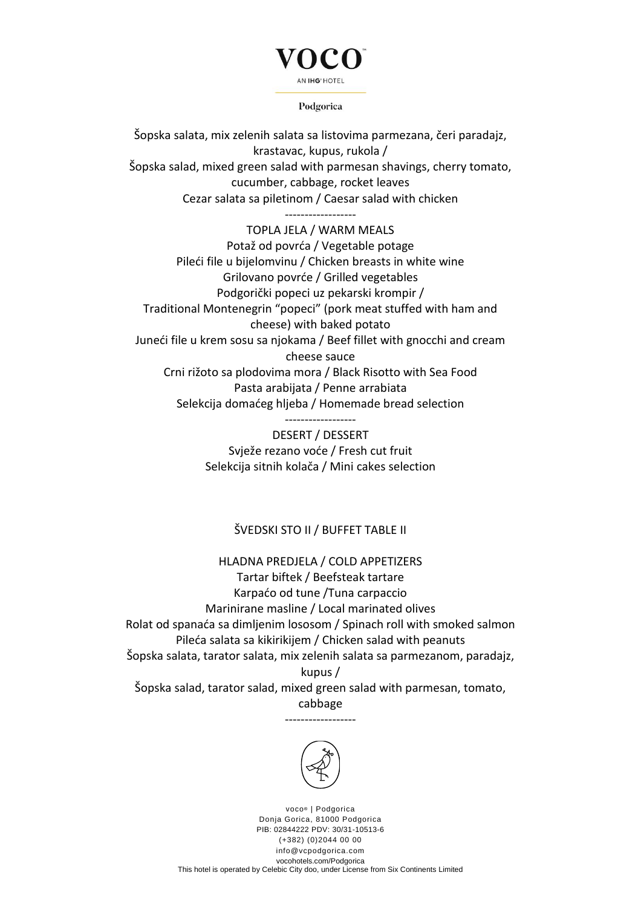Šopska salata, mix zelenih salata sa listovima parmezana, čeri paradajz, krastavac, kupus, rukola /
Šopska salad, mixed green salad with parmesan shavings, cherry tomato, cucumber, cabbage, rocket leaves

Cezar salata sa piletinom / Caesar salad with chicken

------------------

TOPLA JELA / WARM MEALS

Potaž od povrća / Vegetable potage

Pileći file u bijelomvinu / Chicken breasts in white wine

Grilovano povrće / Grilled vegetables

Podgorički popeci uz pekarski krompir /
Traditional Montenegrin "popeci" (pork meat stuffed with ham and cheese) with baked potato

Juneći file u krem sosu sa njokama / Beef fillet with gnocchi and cream cheese sauce

Crni rižoto sa plodovima mora / Black Risotto with Sea Food

Pasta arabijata / Penne arrabiata

Selekcija domaćeg hljeba / Homemade bread selection

------------------

DESERT / DESSERT

Svježe rezano voće / Fresh cut fruit

Selekcija sitnih kolača / Mini cakes selection

## ŠVEDSKI STO II / BUFFET TABLE II

HLADNA PREDJELA / COLD APPETIZERS

Tartar biftek / Beefsteak tartare

Karpaćo od tune /Tuna carpaccio

Marinirane masline / Local marinated olives

Rolat od spanaća sa dimljenim lososom / Spinach roll with smoked salmon

Pileća salata sa kikirikijem / Chicken salad with peanuts

Šopska salata, tarator salata, mix zelenih salata sa parmezanom, paradajz, kupus /
Šopska salad, tarator salad, mixed green salad with parmesan, tomato, cabbage

------------------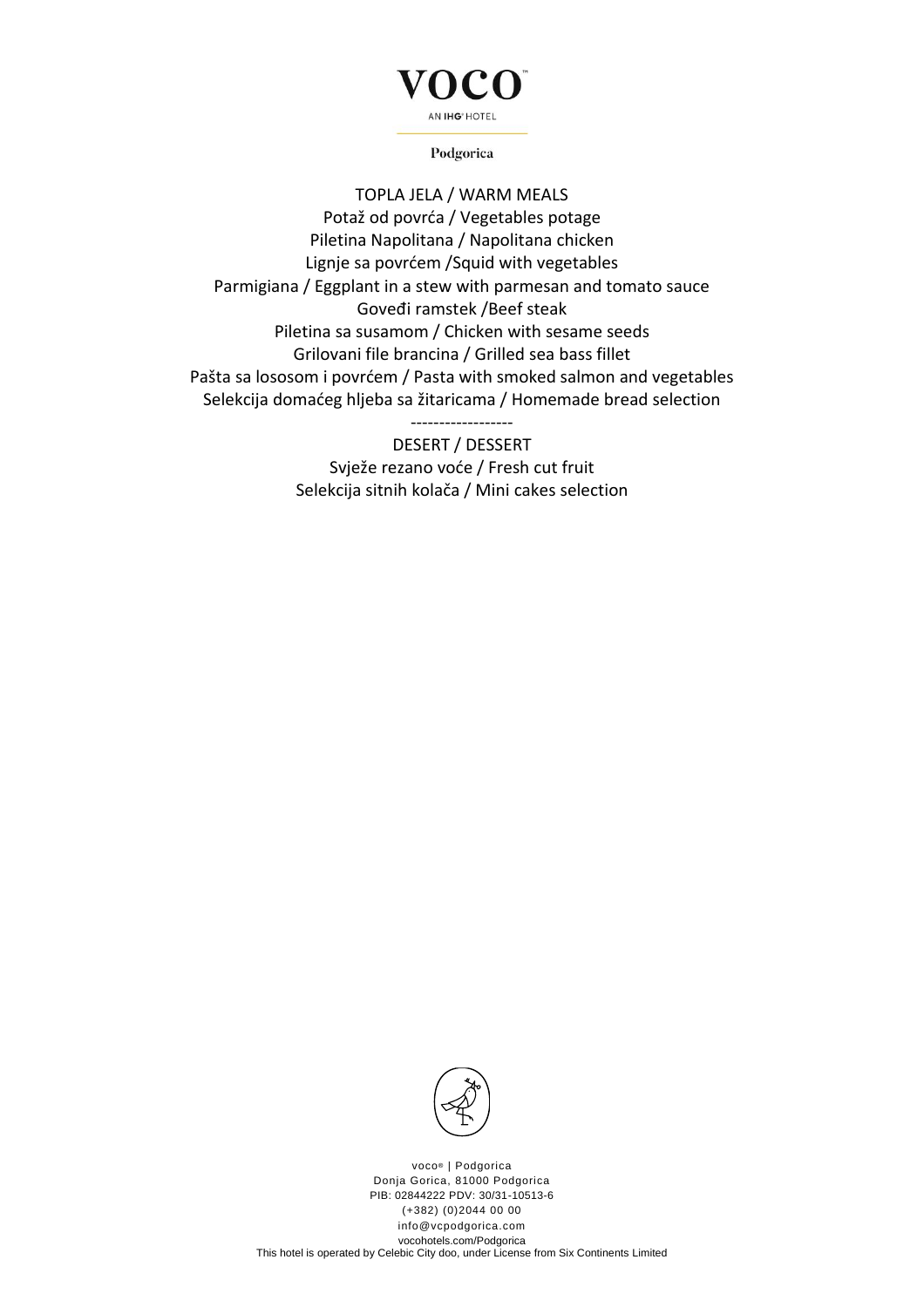# voco

AN IHG HOTEL

Podgorica

## TOPLA JELA / WARM MEALS

Potaž od povrća / Vegetables potage

Piletina Napolitana / Napolitana chicken

Lignje sa povrćem /Squid with vegetables

Parmigiana / Eggplant in a stew with parmesan and tomato sauce

Goveđi ramstek /Beef steak

Piletina sa susamom / Chicken with sesame seeds

Grilovani file brancina / Grilled sea bass fillet

Pašta sa lososom i povrćem / Pasta with smoked salmon and vegetables

Selekcija domaćeg hljeba sa žitaricama / Homemade bread selection

------------------

## DESERT / DESSERT

Svježe rezano voće / Fresh cut fruit

Selekcija sitnih kolača / Mini cakes selection

voco® | Podgorica
Donja Gorica, 81000 Podgorica
PIB: 02844222 PDV: 30/31-10513-6
(+382) (0)2044 00 00
info@vcpodgorica.com
vocohotels.com/Podgorica
This hotel is operated by Celebic City doo, under License from Six Continents Limited